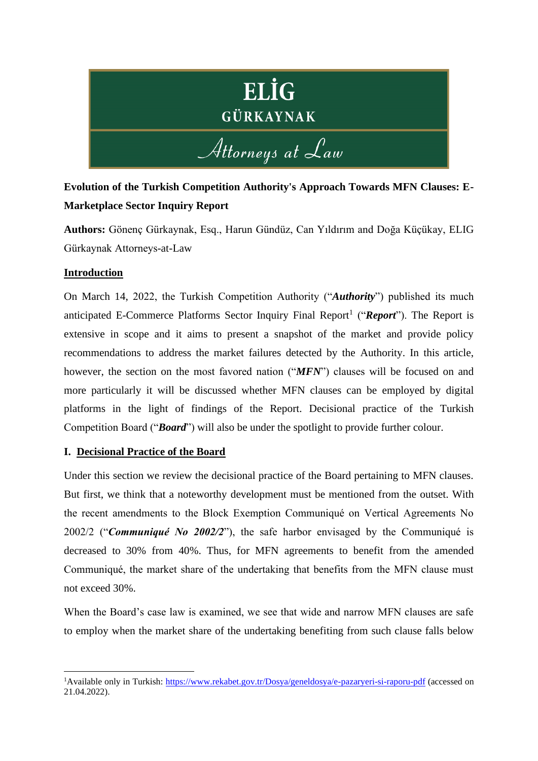ELİG
GÜRKAYNAK
Attorneys at Law

**Evolution of the Turkish Competition Authority's Approach Towards MFN Clauses: E-Marketplace Sector Inquiry Report**

**Authors:** Gönenç Gürkaynak, Esq., Harun Gündüz, Can Yıldırım and Doğa Küçükay, ELIG Gürkaynak Attorneys-at-Law

## Introduction

On March 14, 2022, the Turkish Competition Authority ("***Authority***") published its much anticipated E-Commerce Platforms Sector Inquiry Final Report[1] ("***Report***"). The Report is extensive in scope and it aims to present a snapshot of the market and provide policy recommendations to address the market failures detected by the Authority. In this article, however, the section on the most favored nation ("***MFN***") clauses will be focused on and more particularly it will be discussed whether MFN clauses can be employed by digital platforms in the light of findings of the Report. Decisional practice of the Turkish Competition Board ("***Board***") will also be under the spotlight to provide further colour.

## I. Decisional Practice of the Board

Under this section we review the decisional practice of the Board pertaining to MFN clauses. But first, we think that a noteworthy development must be mentioned from the outset. With the recent amendments to the Block Exemption Communiqué on Vertical Agreements No 2002/2 ("***Communiqué No 2002/2***"), the safe harbor envisaged by the Communiqué is decreased to 30% from 40%. Thus, for MFN agreements to benefit from the amended Communiqué, the market share of the undertaking that benefits from the MFN clause must not exceed 30%.

When the Board's case law is examined, we see that wide and narrow MFN clauses are safe to employ when the market share of the undertaking benefiting from such clause falls below

[1]Available only in Turkish: https://www.rekabet.gov.tr/Dosya/geneldosya/e-pazaryeri-si-raporu-pdf (accessed on 21.04.2022).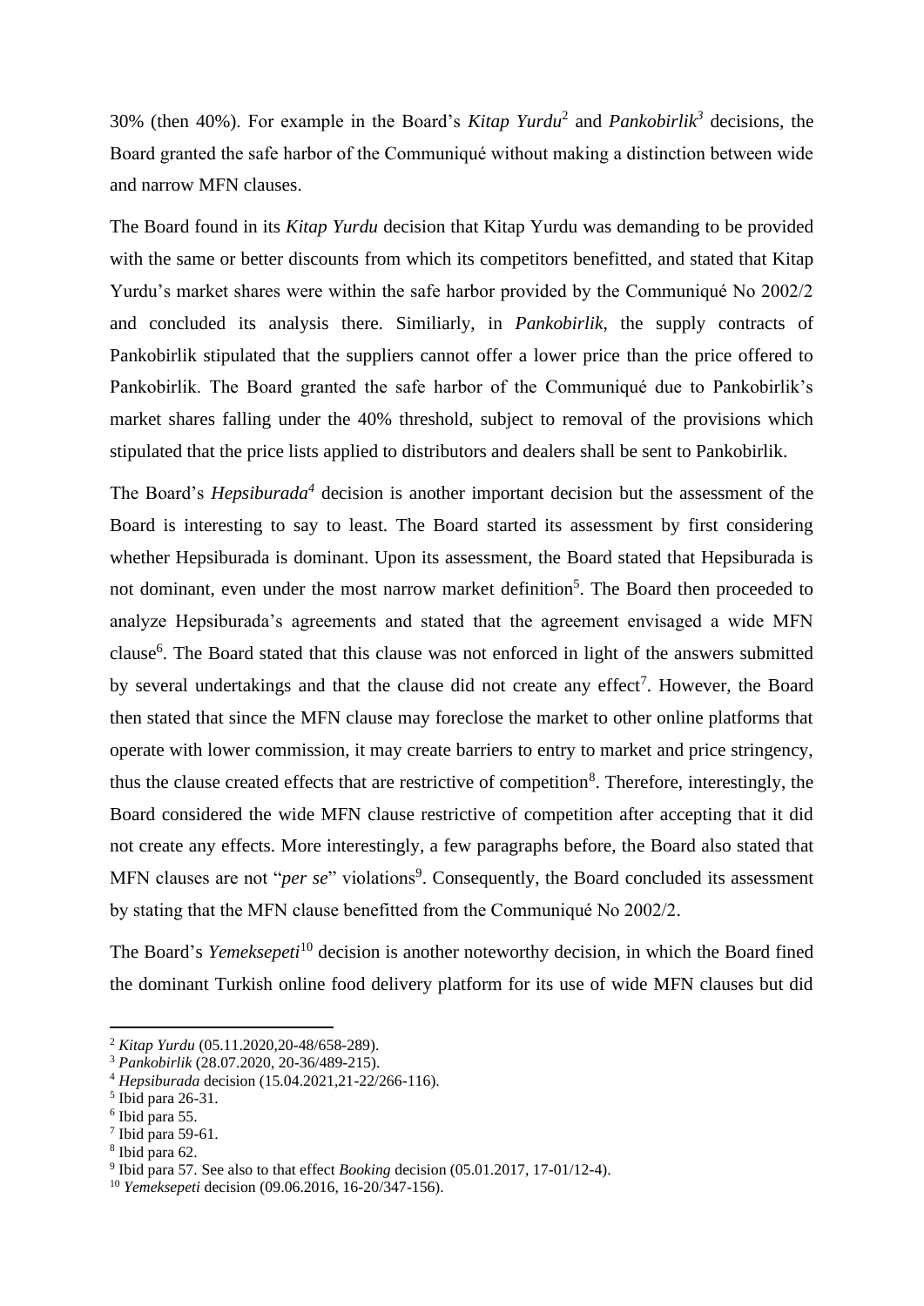30% (then 40%). For example in the Board's *Kitap Yurdu*[2] and *Pankobirlik*[3] decisions, the Board granted the safe harbor of the Communiqué without making a distinction between wide and narrow MFN clauses.

The Board found in its *Kitap Yurdu* decision that Kitap Yurdu was demanding to be provided with the same or better discounts from which its competitors benefitted, and stated that Kitap Yurdu's market shares were within the safe harbor provided by the Communiqué No 2002/2 and concluded its analysis there. Similiarly, in *Pankobirlik,* the supply contracts of Pankobirlik stipulated that the suppliers cannot offer a lower price than the price offered to Pankobirlik. The Board granted the safe harbor of the Communiqué due to Pankobirlik's market shares falling under the 40% threshold, subject to removal of the provisions which stipulated that the price lists applied to distributors and dealers shall be sent to Pankobirlik.

The Board's *Hepsiburada*[4] decision is another important decision but the assessment of the Board is interesting to say to least. The Board started its assessment by first considering whether Hepsiburada is dominant. Upon its assessment, the Board stated that Hepsiburada is not dominant, even under the most narrow market definition[5]. The Board then proceeded to analyze Hepsiburada's agreements and stated that the agreement envisaged a wide MFN clause[6]. The Board stated that this clause was not enforced in light of the answers submitted by several undertakings and that the clause did not create any effect[7]. However, the Board then stated that since the MFN clause may foreclose the market to other online platforms that operate with lower commission, it may create barriers to entry to market and price stringency, thus the clause created effects that are restrictive of competition[8]. Therefore, interestingly, the Board considered the wide MFN clause restrictive of competition after accepting that it did not create any effects. More interestingly, a few paragraphs before, the Board also stated that MFN clauses are not "*per se*" violations[9]. Consequently, the Board concluded its assessment by stating that the MFN clause benefitted from the Communiqué No 2002/2.

The Board's *Yemeksepeti*[10] decision is another noteworthy decision, in which the Board fined the dominant Turkish online food delivery platform for its use of wide MFN clauses but did

---

[2] *Kitap Yurdu* (05.11.2020,20-48/658-289).

[3] *Pankobirlik* (28.07.2020, 20-36/489-215).

[4] *Hepsiburada* decision (15.04.2021,21-22/266-116).

[5] Ibid para 26-31.

[6] Ibid para 55.

[7] Ibid para 59-61.

[8] Ibid para 62.

[9] Ibid para 57. See also to that effect *Booking* decision (05.01.2017, 17-01/12-4).

[10] *Yemeksepeti* decision (09.06.2016, 16-20/347-156).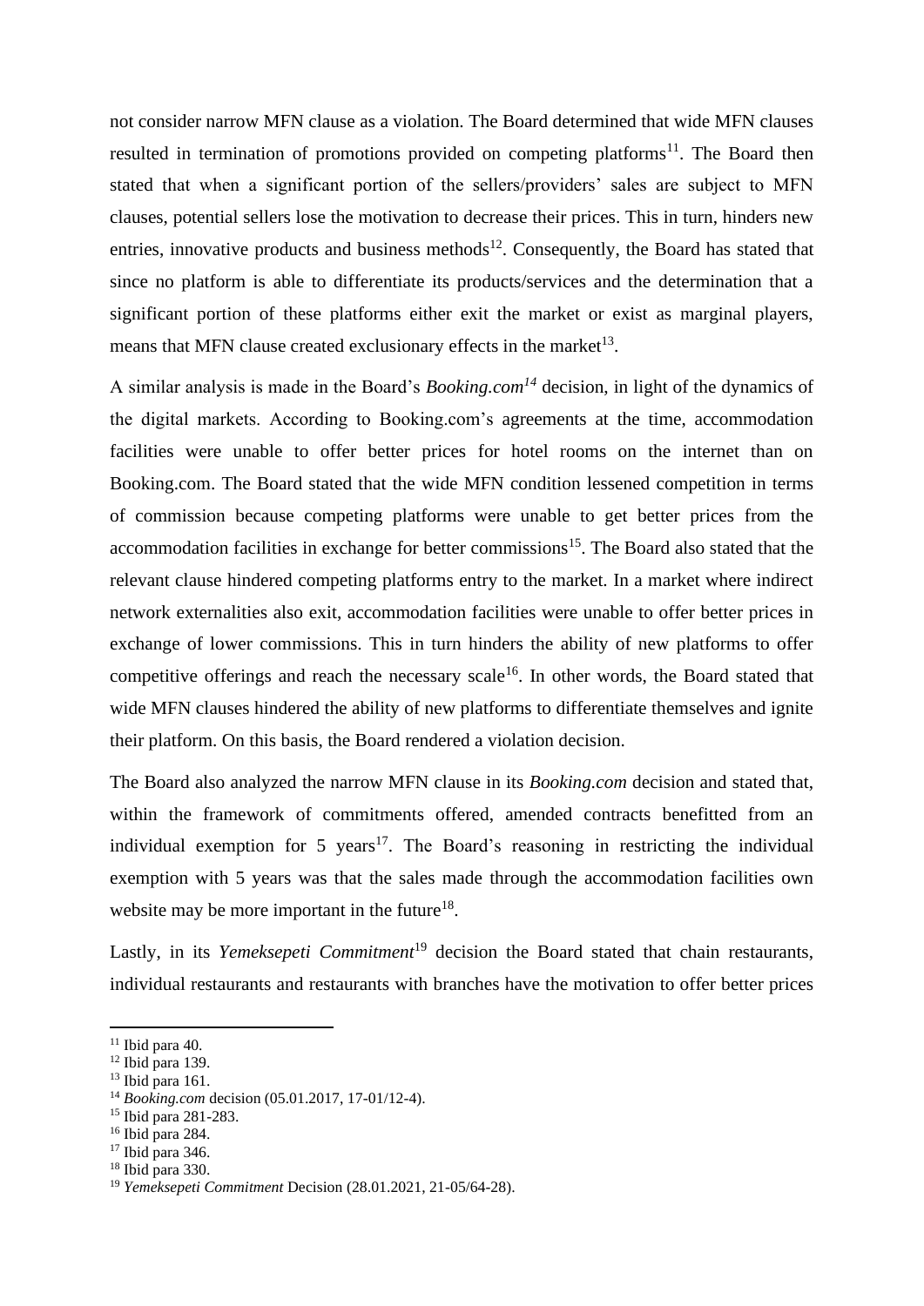not consider narrow MFN clause as a violation. The Board determined that wide MFN clauses resulted in termination of promotions provided on competing platforms[11]. The Board then stated that when a significant portion of the sellers/providers' sales are subject to MFN clauses, potential sellers lose the motivation to decrease their prices. This in turn, hinders new entries, innovative products and business methods[12]. Consequently, the Board has stated that since no platform is able to differentiate its products/services and the determination that a significant portion of these platforms either exit the market or exist as marginal players, means that MFN clause created exclusionary effects in the market[13].

A similar analysis is made in the Board's *Booking.com*[14] decision, in light of the dynamics of the digital markets. According to Booking.com's agreements at the time, accommodation facilities were unable to offer better prices for hotel rooms on the internet than on Booking.com. The Board stated that the wide MFN condition lessened competition in terms of commission because competing platforms were unable to get better prices from the accommodation facilities in exchange for better commissions[15]. The Board also stated that the relevant clause hindered competing platforms entry to the market. In a market where indirect network externalities also exit, accommodation facilities were unable to offer better prices in exchange of lower commissions. This in turn hinders the ability of new platforms to offer competitive offerings and reach the necessary scale[16]. In other words, the Board stated that wide MFN clauses hindered the ability of new platforms to differentiate themselves and ignite their platform. On this basis, the Board rendered a violation decision.

The Board also analyzed the narrow MFN clause in its *Booking.com* decision and stated that, within the framework of commitments offered, amended contracts benefitted from an individual exemption for 5 years[17]. The Board's reasoning in restricting the individual exemption with 5 years was that the sales made through the accommodation facilities own website may be more important in the future[18].

Lastly, in its *Yemeksepeti Commitment*[19] decision the Board stated that chain restaurants, individual restaurants and restaurants with branches have the motivation to offer better prices

---

[11] Ibid para 40.

[12] Ibid para 139.

[13] Ibid para 161.

[14] *Booking.com* decision (05.01.2017, 17-01/12-4).

[15] Ibid para 281-283.

[16] Ibid para 284.

[17] Ibid para 346.

[18] Ibid para 330.

[19] *Yemeksepeti Commitment* Decision (28.01.2021, 21-05/64-28).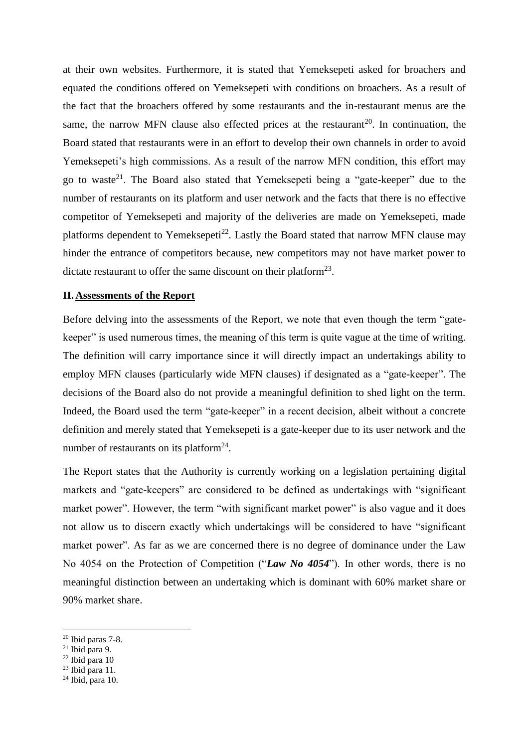at their own websites. Furthermore, it is stated that Yemeksepeti asked for broachers and equated the conditions offered on Yemeksepeti with conditions on broachers. As a result of the fact that the broachers offered by some restaurants and the in-restaurant menus are the same, the narrow MFN clause also effected prices at the restaurant[20]. In continuation, the Board stated that restaurants were in an effort to develop their own channels in order to avoid Yemeksepeti's high commissions. As a result of the narrow MFN condition, this effort may go to waste[21]. The Board also stated that Yemeksepeti being a "gate-keeper" due to the number of restaurants on its platform and user network and the facts that there is no effective competitor of Yemeksepeti and majority of the deliveries are made on Yemeksepeti, made platforms dependent to Yemeksepeti[22]. Lastly the Board stated that narrow MFN clause may hinder the entrance of competitors because, new competitors may not have market power to dictate restaurant to offer the same discount on their platform[23].

## II. Assessments of the Report

Before delving into the assessments of the Report, we note that even though the term "gate-keeper" is used numerous times, the meaning of this term is quite vague at the time of writing. The definition will carry importance since it will directly impact an undertakings ability to employ MFN clauses (particularly wide MFN clauses) if designated as a "gate-keeper". The decisions of the Board also do not provide a meaningful definition to shed light on the term. Indeed, the Board used the term "gate-keeper" in a recent decision, albeit without a concrete definition and merely stated that Yemeksepeti is a gate-keeper due to its user network and the number of restaurants on its platform[24].

The Report states that the Authority is currently working on a legislation pertaining digital markets and "gate-keepers" are considered to be defined as undertakings with "significant market power". However, the term "with significant market power" is also vague and it does not allow us to discern exactly which undertakings will be considered to have "significant market power". As far as we are concerned there is no degree of dominance under the Law No 4054 on the Protection of Competition ("***Law No 4054***"). In other words, there is no meaningful distinction between an undertaking which is dominant with 60% market share or 90% market share.

[20] Ibid paras 7-8.
[21] Ibid para 9.
[22] Ibid para 10
[23] Ibid para 11.
[24] Ibid, para 10.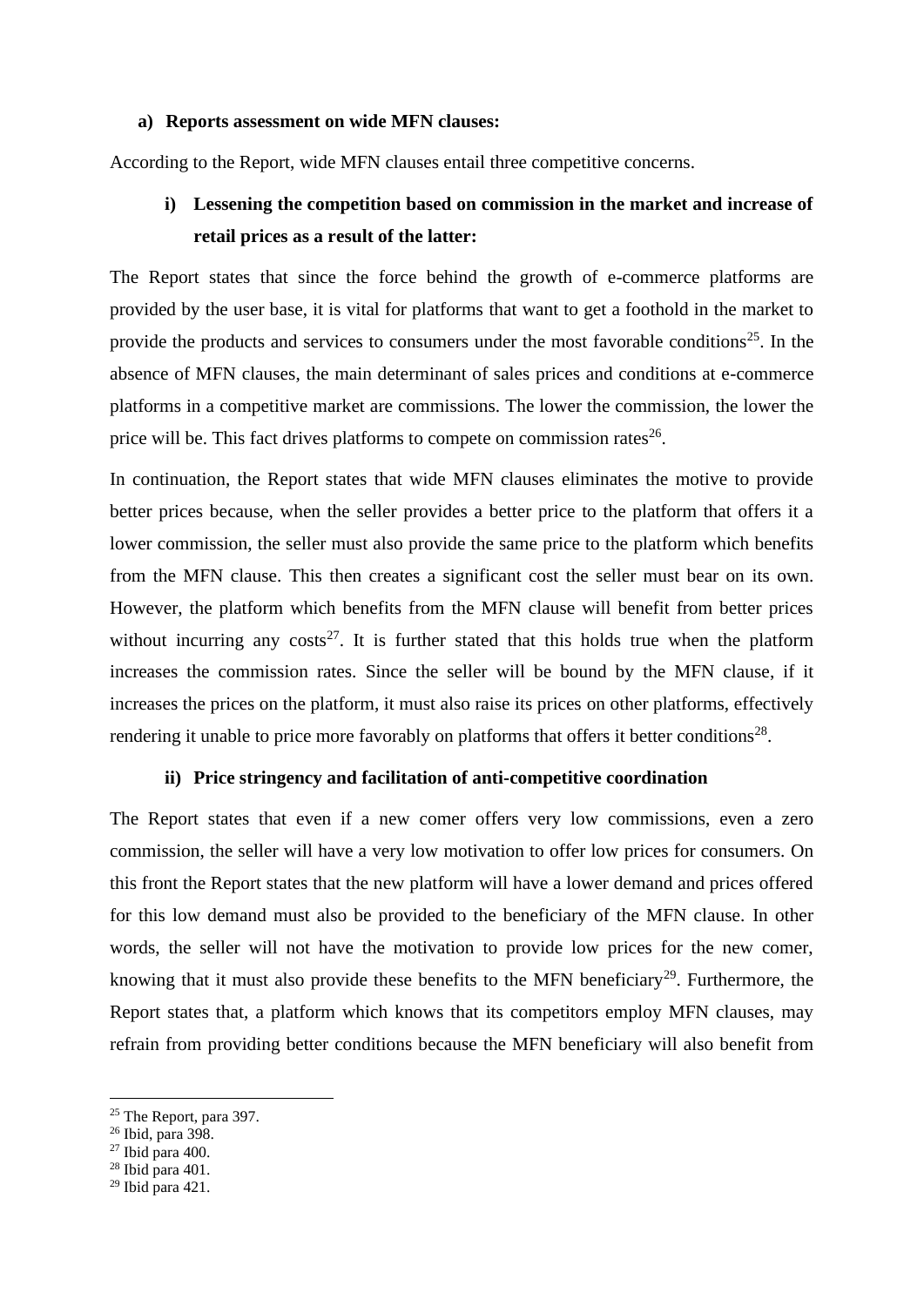**a) Reports assessment on wide MFN clauses:**

According to the Report, wide MFN clauses entail three competitive concerns.

**i) Lessening the competition based on commission in the market and increase of retail prices as a result of the latter:**

The Report states that since the force behind the growth of e-commerce platforms are provided by the user base, it is vital for platforms that want to get a foothold in the market to provide the products and services to consumers under the most favorable conditions[25]. In the absence of MFN clauses, the main determinant of sales prices and conditions at e-commerce platforms in a competitive market are commissions. The lower the commission, the lower the price will be. This fact drives platforms to compete on commission rates[26].

In continuation, the Report states that wide MFN clauses eliminates the motive to provide better prices because, when the seller provides a better price to the platform that offers it a lower commission, the seller must also provide the same price to the platform which benefits from the MFN clause. This then creates a significant cost the seller must bear on its own. However, the platform which benefits from the MFN clause will benefit from better prices without incurring any costs[27]. It is further stated that this holds true when the platform increases the commission rates. Since the seller will be bound by the MFN clause, if it increases the prices on the platform, it must also raise its prices on other platforms, effectively rendering it unable to price more favorably on platforms that offers it better conditions[28].

**ii) Price stringency and facilitation of anti-competitive coordination**

The Report states that even if a new comer offers very low commissions, even a zero commission, the seller will have a very low motivation to offer low prices for consumers. On this front the Report states that the new platform will have a lower demand and prices offered for this low demand must also be provided to the beneficiary of the MFN clause. In other words, the seller will not have the motivation to provide low prices for the new comer, knowing that it must also provide these benefits to the MFN beneficiary[29]. Furthermore, the Report states that, a platform which knows that its competitors employ MFN clauses, may refrain from providing better conditions because the MFN beneficiary will also benefit from

---

[25] The Report, para 397.

[26] Ibid, para 398.

[27] Ibid para 400.

[28] Ibid para 401.

[29] Ibid para 421.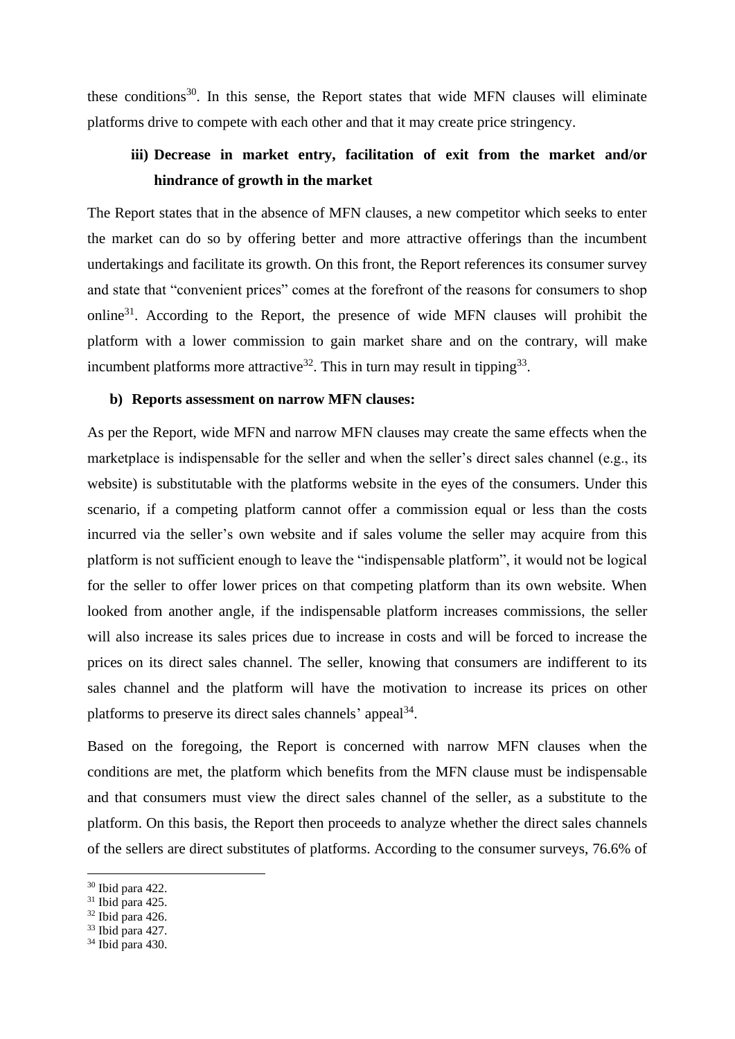these conditions[30]. In this sense, the Report states that wide MFN clauses will eliminate platforms drive to compete with each other and that it may create price stringency.

#### iii) Decrease in market entry, facilitation of exit from the market and/or hindrance of growth in the market

The Report states that in the absence of MFN clauses, a new competitor which seeks to enter the market can do so by offering better and more attractive offerings than the incumbent undertakings and facilitate its growth. On this front, the Report references its consumer survey and state that "convenient prices" comes at the forefront of the reasons for consumers to shop online[31]. According to the Report, the presence of wide MFN clauses will prohibit the platform with a lower commission to gain market share and on the contrary, will make incumbent platforms more attractive[32]. This in turn may result in tipping[33].

### b) Reports assessment on narrow MFN clauses:

As per the Report, wide MFN and narrow MFN clauses may create the same effects when the marketplace is indispensable for the seller and when the seller's direct sales channel (e.g., its website) is substitutable with the platforms website in the eyes of the consumers. Under this scenario, if a competing platform cannot offer a commission equal or less than the costs incurred via the seller's own website and if sales volume the seller may acquire from this platform is not sufficient enough to leave the "indispensable platform", it would not be logical for the seller to offer lower prices on that competing platform than its own website. When looked from another angle, if the indispensable platform increases commissions, the seller will also increase its sales prices due to increase in costs and will be forced to increase the prices on its direct sales channel. The seller, knowing that consumers are indifferent to its sales channel and the platform will have the motivation to increase its prices on other platforms to preserve its direct sales channels' appeal[34].

Based on the foregoing, the Report is concerned with narrow MFN clauses when the conditions are met, the platform which benefits from the MFN clause must be indispensable and that consumers must view the direct sales channel of the seller, as a substitute to the platform. On this basis, the Report then proceeds to analyze whether the direct sales channels of the sellers are direct substitutes of platforms. According to the consumer surveys, 76.6% of

---

[30] Ibid para 422.
[31] Ibid para 425.
[32] Ibid para 426.
[33] Ibid para 427.
[34] Ibid para 430.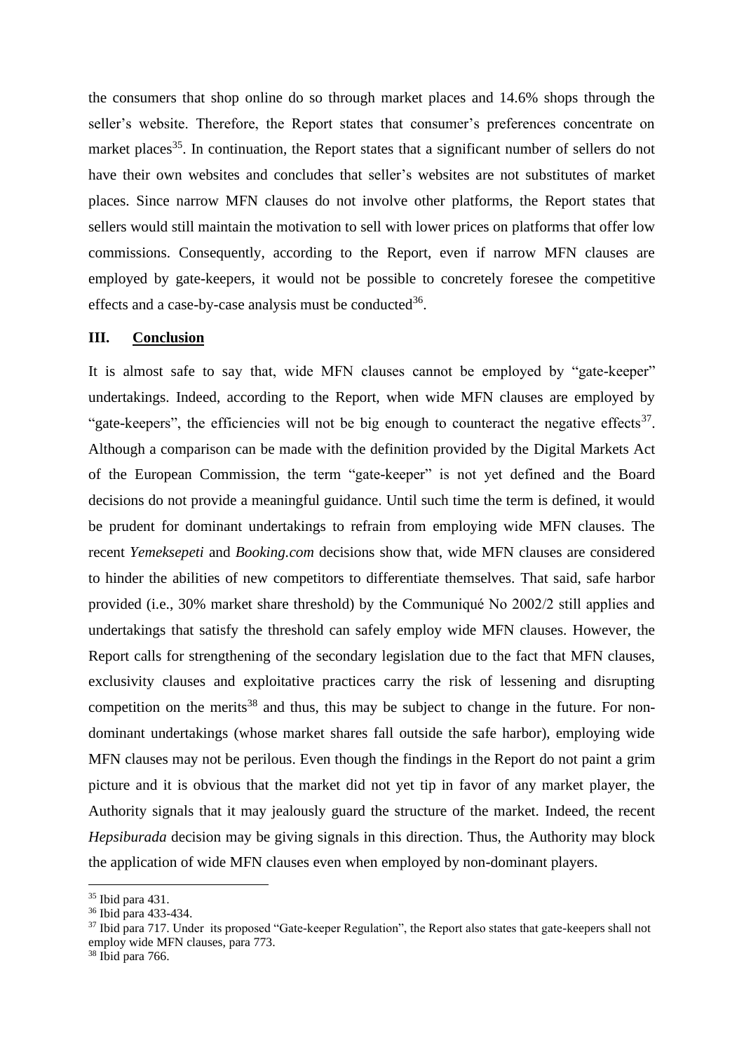the consumers that shop online do so through market places and 14.6% shops through the seller's website. Therefore, the Report states that consumer's preferences concentrate on market places[35]. In continuation, the Report states that a significant number of sellers do not have their own websites and concludes that seller's websites are not substitutes of market places. Since narrow MFN clauses do not involve other platforms, the Report states that sellers would still maintain the motivation to sell with lower prices on platforms that offer low commissions. Consequently, according to the Report, even if narrow MFN clauses are employed by gate-keepers, it would not be possible to concretely foresee the competitive effects and a case-by-case analysis must be conducted[36].

## III. Conclusion

It is almost safe to say that, wide MFN clauses cannot be employed by "gate-keeper" undertakings. Indeed, according to the Report, when wide MFN clauses are employed by "gate-keepers", the efficiencies will not be big enough to counteract the negative effects[37]. Although a comparison can be made with the definition provided by the Digital Markets Act of the European Commission, the term "gate-keeper" is not yet defined and the Board decisions do not provide a meaningful guidance. Until such time the term is defined, it would be prudent for dominant undertakings to refrain from employing wide MFN clauses. The recent *Yemeksepeti* and *Booking.com* decisions show that, wide MFN clauses are considered to hinder the abilities of new competitors to differentiate themselves. That said, safe harbor provided (i.e., 30% market share threshold) by the Communiqué No 2002/2 still applies and undertakings that satisfy the threshold can safely employ wide MFN clauses. However, the Report calls for strengthening of the secondary legislation due to the fact that MFN clauses, exclusivity clauses and exploitative practices carry the risk of lessening and disrupting competition on the merits[38] and thus, this may be subject to change in the future. For non-dominant undertakings (whose market shares fall outside the safe harbor), employing wide MFN clauses may not be perilous. Even though the findings in the Report do not paint a grim picture and it is obvious that the market did not yet tip in favor of any market player, the Authority signals that it may jealously guard the structure of the market. Indeed, the recent *Hepsiburada* decision may be giving signals in this direction. Thus, the Authority may block the application of wide MFN clauses even when employed by non-dominant players.

---

[35] Ibid para 431.

[36] Ibid para 433-434.

[37] Ibid para 717. Under its proposed "Gate-keeper Regulation", the Report also states that gate-keepers shall not employ wide MFN clauses, para 773.

[38] Ibid para 766.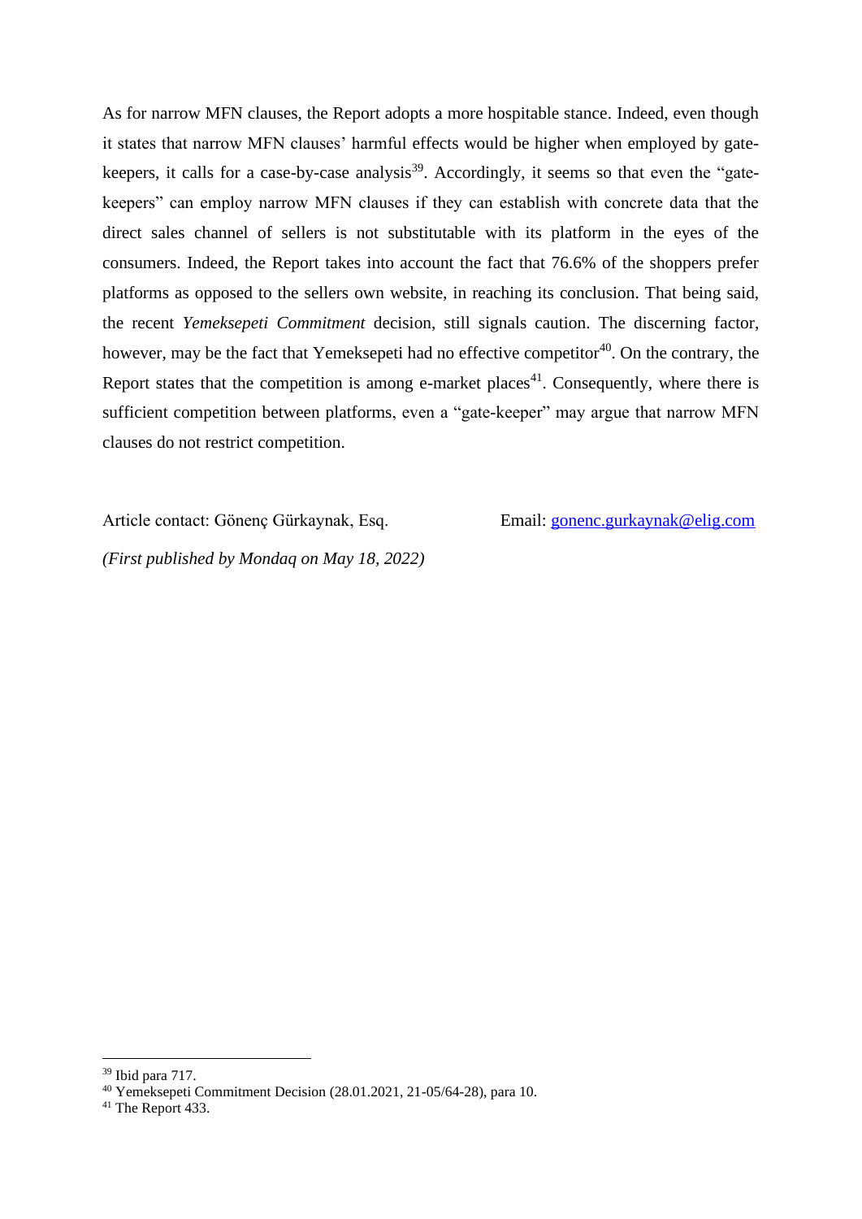As for narrow MFN clauses, the Report adopts a more hospitable stance. Indeed, even though it states that narrow MFN clauses' harmful effects would be higher when employed by gate-keepers, it calls for a case-by-case analysis[39]. Accordingly, it seems so that even the "gate-keepers" can employ narrow MFN clauses if they can establish with concrete data that the direct sales channel of sellers is not substitutable with its platform in the eyes of the consumers. Indeed, the Report takes into account the fact that 76.6% of the shoppers prefer platforms as opposed to the sellers own website, in reaching its conclusion. That being said, the recent *Yemeksepeti Commitment* decision, still signals caution. The discerning factor, however, may be the fact that Yemeksepeti had no effective competitor[40]. On the contrary, the Report states that the competition is among e-market places[41]. Consequently, where there is sufficient competition between platforms, even a "gate-keeper" may argue that narrow MFN clauses do not restrict competition.

Article contact: Gönenç Gürkaynak, Esq. Email: gonenc.gurkaynak@elig.com

*(First published by Mondaq on May 18, 2022)*

---

[39] Ibid para 717.

[40] Yemeksepeti Commitment Decision (28.01.2021, 21-05/64-28), para 10.

[41] The Report 433.